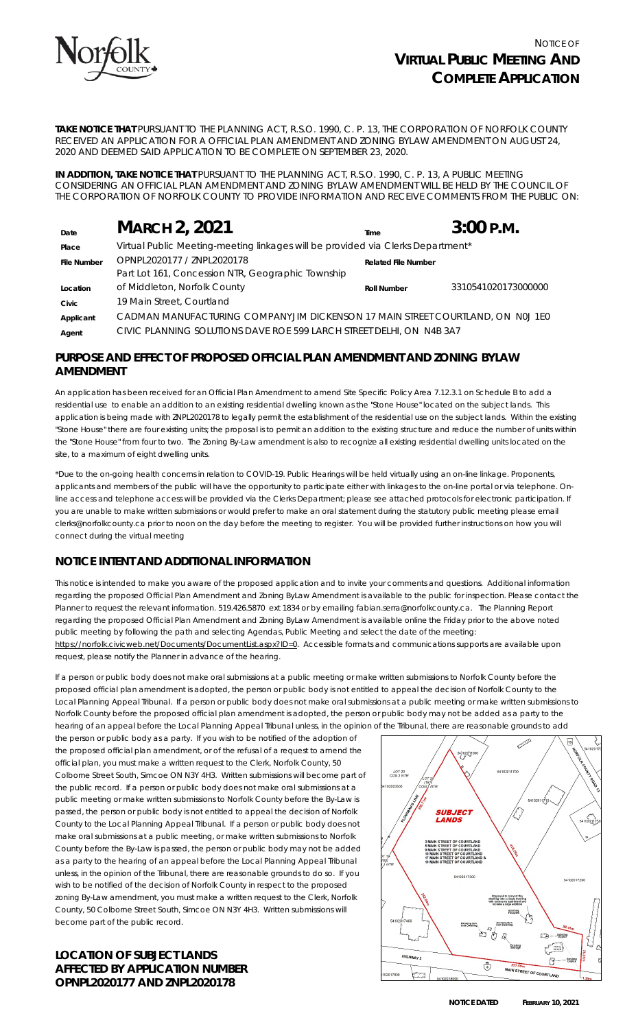# NOTICE OF VIRTUAL PUBLIC MEETING AND COMPLETE APPLICATION

**TAKE NOTICE THAT** PURSUANT TO THE PLANNING ACT, R.S.O. 1990, C. P. 13, THE CORPORATION OF NORFOLK COUNTY RECEIVED AN APPLICATION FOR A OFFICIAL PLAN AMENDMENT AND ZONING BYLAW AMENDMENT ON AUGUST 24, 2020 AND DEEMED SAID APPLICATION TO BE COMPLETE ON SEPTEMBER 23, 2020.

**IN ADDITION, TAKE NOTICE THAT** PURSUANT TO THE PLANNING ACT, R.S.O. 1990, C. P. 13, A PUBLIC MEETING CONSIDERING AN OFFICIAL PLAN AMENDMENT AND ZONING BYLAW AMENDMENT WILL BE HELD BY THE COUNCIL OF THE CORPORATION OF NORFOLK COUNTY TO PROVIDE INFORMATION AND RECEIVE COMMENTS FROM THE PUBLIC ON:

| | | | |
|---|---|---|---|
| Date | **MARCH 2, 2021** | Time | **3:00 P.M.** |
| Place | Virtual Public Meeting-meeting linkages will be provided via Clerks Department* | | |
| File Number | OPNPL2020177 / ZNPL2020178 | Related File Number | |
| Location | Part Lot 161, Concession NTR, Geographic Township of Middleton, Norfolk County | Roll Number | 3310541020173000000 |
| Civic | 19 Main Street, Courtland | | |
| Applicant | CADMAN MANUFACTURING COMPANY JIM DICKENSON 17 MAIN STREET COURTLAND, ON N0J 1E0 | | |
| Agent | CIVIC PLANNING SOLUTIONS DAVE ROE 599 LARCH STREET DELHI, ON N4B 3A7 | | |

## PURPOSE AND EFFECT OF PROPOSED OFFICIAL PLAN AMENDMENT AND ZONING BYLAW AMENDMENT

An application has been received for an Official Plan Amendment to amend Site Specific Policy Area 7.12.3.1 on Schedule B to add a residential use to enable an addition to an existing residential dwelling known as the "Stone House" located on the subject lands. This application is being made with ZNPL2020178 to legally permit the establishment of the residential use on the subject lands. Within the existing "Stone House" there are four existing units; the proposal is to permit an addition to the existing structure and reduce the number of units within the "Stone House" from four to two. The Zoning By-Law amendment is also to recognize all existing residential dwelling units located on the site, to a maximum of eight dwelling units.

*Due to the on-going health concerns in relation to COVID-19. Public Hearings will be held virtually using an on-line linkage. Proponents, applicants and members of the public will have the opportunity to participate either with linkages to the on-line portal or via telephone. On-line access and telephone access will be provided via the Clerks Department; please see attached protocols for electronic participation. If you are unable to make written submissions or would prefer to make an oral statement during the statutory public meeting please email clerks@norfolkcounty.ca prior to noon on the day before the meeting to register. You will be provided further instructions on how you will connect during the virtual meeting

## NOTICE INTENT AND ADDITIONAL INFORMATION

This notice is intended to make you aware of the proposed application and to invite your comments and questions. Additional information regarding the proposed Official Plan Amendment and Zoning ByLaw Amendment is available to the public for inspection. Please contact the Planner to request the relevant information. 519.426.5870 ext 1834 or by emailing fabian.serra@norfolkcounty.ca. The Planning Report regarding the proposed Official Plan Amendment and Zoning ByLaw Amendment is available online the Friday prior to the above noted public meeting by following the path and selecting Agendas, Public Meeting and select the date of the meeting: https://norfolk.civicweb.net/Documents/DocumentList.aspx?ID=0. Accessible formats and communications supports are available upon request, please notify the Planner in advance of the hearing.

If a person or public body does not make oral submissions at a public meeting or make written submissions to Norfolk County before the proposed official plan amendment is adopted, the person or public body is not entitled to appeal the decision of Norfolk County to the Local Planning Appeal Tribunal. If a person or public body does not make oral submissions at a public meeting or make written submissions to Norfolk County before the proposed official plan amendment is adopted, the person or public body may not be added as a party to the hearing of an appeal before the Local Planning Appeal Tribunal unless, in the opinion of the Tribunal, there are reasonable grounds to add the person or public body as a party. If you wish to be notified of the adoption of the proposed official plan amendment, or of the refusal of a request to amend the official plan, you must make a written request to the Clerk, Norfolk County, 50 Colborne Street South, Simcoe ON N3Y 4H3. Written submissions will become part of the public record. If a person or public body does not make oral submissions at a public meeting or make written submissions to Norfolk County before the By-Law is passed, the person or public body is not entitled to appeal the decision of Norfolk County to the Local Planning Appeal Tribunal. If a person or public body does not make oral submissions at a public meeting, or make written submissions to Norfolk County before the By-Law is passed, the person or public body may not be added as a party to the hearing of an appeal before the Local Planning Appeal Tribunal unless, in the opinion of the Tribunal, there are reasonable grounds to do so. If you wish to be notified of the decision of Norfolk County in respect to the proposed zoning By-Law amendment, you must make a written request to the Clerk, Norfolk County, 50 Colborne Street South, Simcoe ON N3Y 4H3. Written submissions will become part of the public record.

## LOCATION OF SUBJECT LANDS AFFECTED BY APPLICATION NUMBER OPNPL2020177 AND ZNPL2020178

SUBJECT LANDS

3 MAIN STREET OF COURTLAND
5 MAIN STREET OF COURTLAND
9 MAIN STREET OF COURTLAND
15 MAIN STREET OF COURTLAND
17 MAIN STREET OF COURTLAND &
19 MAIN STREET OF COURTLAND

Proposed to convert this dwelling into a single dwelling with accessory apartment and include a large addition

HIGHWAY 3

MAIN STREET OF COURTLAND

**NOTICE DATED FEBRUARY 10, 2021**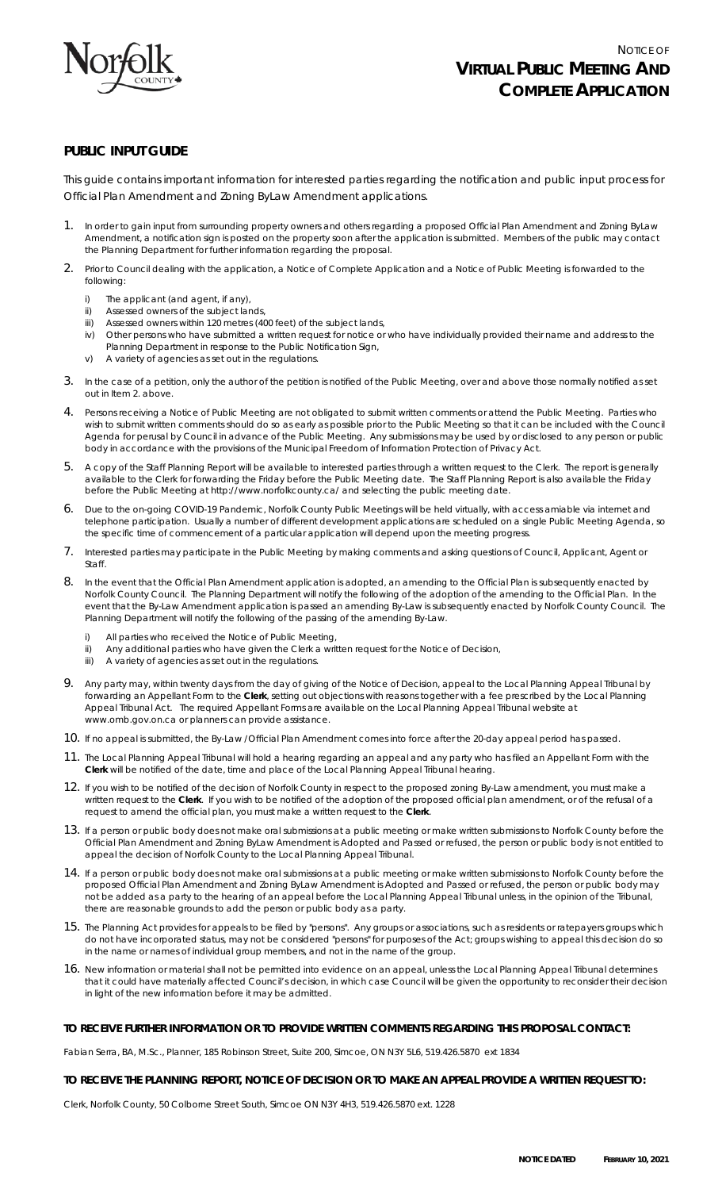Norfolk COUNTY

NOTICE OF
# VIRTUAL PUBLIC MEETING AND COMPLETE APPLICATION

## PUBLIC INPUT GUIDE

This guide contains important information for interested parties regarding the notification and public input process for Official Plan Amendment and Zoning ByLaw Amendment applications.

1. In order to gain input from surrounding property owners and others regarding a proposed Official Plan Amendment and Zoning ByLaw Amendment, a notification sign is posted on the property soon after the application is submitted. Members of the public may contact the Planning Department for further information regarding the proposal.
2. Prior to Council dealing with the application, a Notice of Complete Application and a Notice of Public Meeting is forwarded to the following:
   i) The applicant (and agent, if any),
   ii) Assessed owners of the subject lands,
   iii) Assessed owners within 120 metres (400 feet) of the subject lands,
   iv) Other persons who have submitted a written request for notice or who have individually provided their name and address to the Planning Department in response to the Public Notification Sign,
   v) A variety of agencies as set out in the regulations.
3. In the case of a petition, only the author of the petition is notified of the Public Meeting, over and above those normally notified as set out in Item 2. above.
4. Persons receiving a Notice of Public Meeting are not obligated to submit written comments or attend the Public Meeting. Parties who wish to submit written comments should do so as early as possible prior to the Public Meeting so that it can be included with the Council Agenda for perusal by Council in advance of the Public Meeting. Any submissions may be used by or disclosed to any person or public body in accordance with the provisions of the Municipal Freedom of Information Protection of Privacy Act.
5. A copy of the Staff Planning Report will be available to interested parties through a written request to the Clerk. The report is generally available to the Clerk for forwarding the Friday before the Public Meeting date. The Staff Planning Report is also available the Friday before the Public Meeting at http://www.norfolkcounty.ca/ and selecting the public meeting date.
6. Due to the on-going COVID-19 Pandemic, Norfolk County Public Meetings will be held virtually, with access amiable via internet and telephone participation. Usually a number of different development applications are scheduled on a single Public Meeting Agenda, so the specific time of commencement of a particular application will depend upon the meeting progress.
7. Interested parties may participate in the Public Meeting by making comments and asking questions of Council, Applicant, Agent or Staff.
8. In the event that the Official Plan Amendment application is adopted, an amending to the Official Plan is subsequently enacted by Norfolk County Council. The Planning Department will notify the following of the adoption of the amending to the Official Plan. In the event that the By-Law Amendment application is passed an amending By-Law is subsequently enacted by Norfolk County Council. The Planning Department will notify the following of the passing of the amending By-Law.
   i) All parties who received the Notice of Public Meeting,
   ii) Any additional parties who have given the Clerk a written request for the Notice of Decision,
   iii) A variety of agencies as set out in the regulations.
9. Any party may, within twenty days from the day of giving of the Notice of Decision, appeal to the Local Planning Appeal Tribunal by forwarding an Appellant Form to the **Clerk**, setting out objections with reasons together with a fee prescribed by the Local Planning Appeal Tribunal Act. The required Appellant Forms are available on the Local Planning Appeal Tribunal website at www.omb.gov.on.ca or planners can provide assistance.
10. If no appeal is submitted, the By-Law /Official Plan Amendment comes into force after the 20-day appeal period has passed.
11. The Local Planning Appeal Tribunal will hold a hearing regarding an appeal and any party who has filed an Appellant Form with the **Clerk** will be notified of the date, time and place of the Local Planning Appeal Tribunal hearing.
12. If you wish to be notified of the decision of Norfolk County in respect to the proposed zoning By-Law amendment, you must make a written request to the **Clerk**. If you wish to be notified of the adoption of the proposed official plan amendment, or of the refusal of a request to amend the official plan, you must make a written request to the **Clerk**.
13. If a person or public body does not make oral submissions at a public meeting or make written submissions to Norfolk County before the Official Plan Amendment and Zoning ByLaw Amendment is Adopted and Passed or refused, the person or public body is not entitled to appeal the decision of Norfolk County to the Local Planning Appeal Tribunal.
14. If a person or public body does not make oral submissions at a public meeting or make written submissions to Norfolk County before the proposed Official Plan Amendment and Zoning ByLaw Amendment is Adopted and Passed or refused, the person or public body may not be added as a party to the hearing of an appeal before the Local Planning Appeal Tribunal unless, in the opinion of the Tribunal, there are reasonable grounds to add the person or public body as a party.
15. The Planning Act provides for appeals to be filed by "persons". Any groups or associations, such as residents or ratepayers groups which do not have incorporated status, may not be considered "persons" for purposes of the Act; groups wishing to appeal this decision do so in the name or names of individual group members, and not in the name of the group.
16. New information or material shall not be permitted into evidence on an appeal, unless the Local Planning Appeal Tribunal determines that it could have materially affected Council's decision, in which case Council will be given the opportunity to reconsider their decision in light of the new information before it may be admitted.

### TO RECEIVE FURTHER INFORMATION OR TO PROVIDE WRITTEN COMMENTS REGARDING THIS PROPOSAL CONTACT:

Fabian Serra, BA, M.Sc., Planner, 185 Robinson Street, Suite 200, Simcoe, ON N3Y 5L6, 519.426.5870 ext 1834

### TO RECEIVE THE PLANNING REPORT, NOTICE OF DECISION OR TO MAKE AN APPEAL PROVIDE A WRITTEN REQUEST TO:

Clerk, Norfolk County, 50 Colborne Street South, Simcoe ON N3Y 4H3, 519.426.5870 ext. 1228

**NOTICE DATED FEBRUARY 10, 2021**